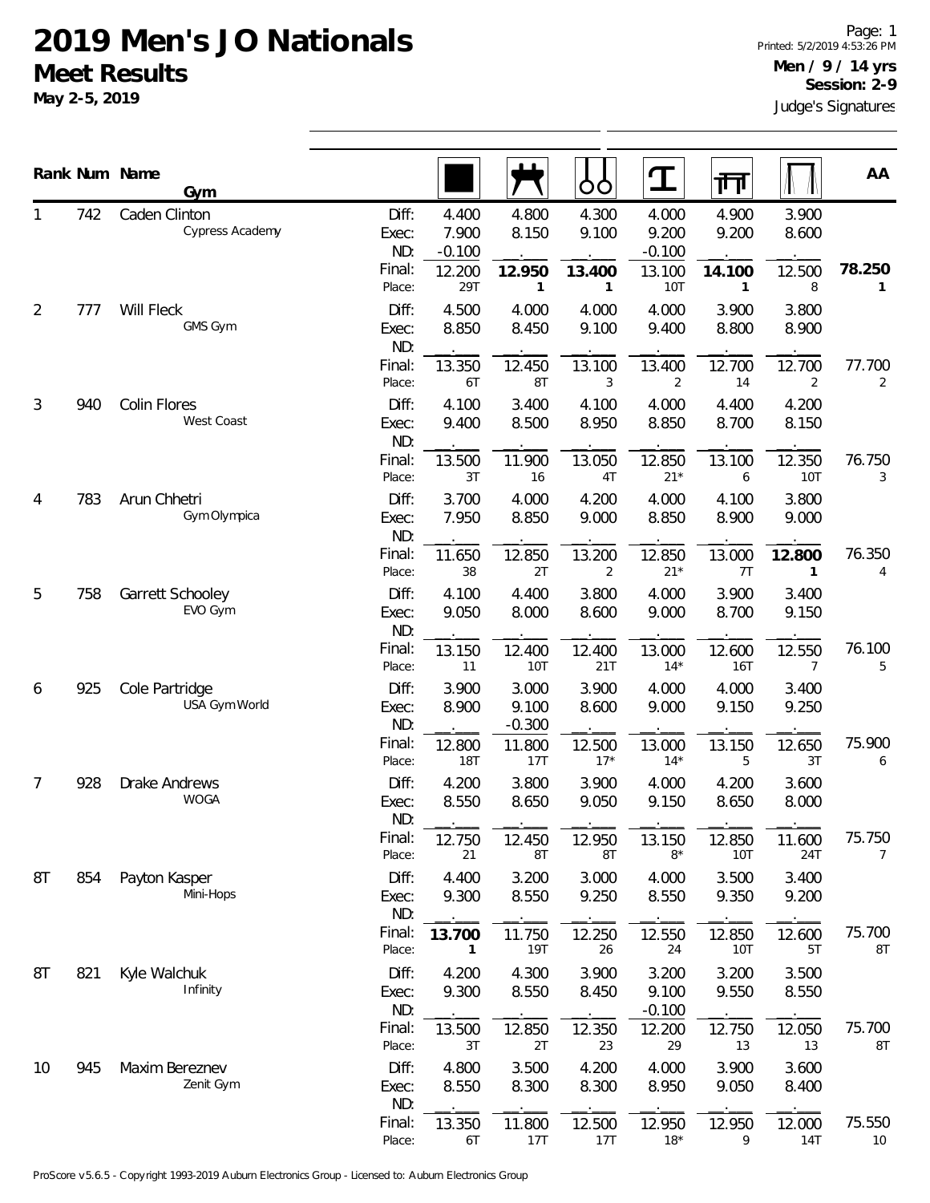# 2019 Men's JO Nationals

## Meet Results

**May 2-5, 2019**

Page: 1
Printed: 5/2/2019 4:53:26 PM
**Men / 9 / 14 yrs**
**Session: 2-9**
Judge's Signatures

| Rank | Num | Name / Gym | | Floor | Pommel Horse | Rings | Vault | Parallel Bars | High Bar | AA |
|---|---|---|---|---|---|---|---|---|---|---|
| 1 | 742 | Caden Clinton / Cypress Academy | Diff: | 4.400 | 4.800 | 4.300 | 4.000 | 4.900 | 3.900 | |
| | | | Exec: | 7.900 | 8.150 | 9.100 | 9.200 | 9.200 | 8.600 | |
| | | | ND: | -0.100 | . | . | -0.100 | . | . | |
| | | | Final: | 12.200 | **12.950** | **13.400** | 13.100 | **14.100** | 12.500 | **78.250** |
| | | | Place: | 29T | **1** | **1** | 10T | **1** | 8 | **1** |
| 2 | 777 | Will Fleck / GMS Gym | Diff: | 4.500 | 4.000 | 4.000 | 4.000 | 3.900 | 3.800 | |
| | | | Exec: | 8.850 | 8.450 | 9.100 | 9.400 | 8.800 | 8.900 | |
| | | | ND: | . | . | . | . | . | . | |
| | | | Final: | 13.350 | 12.450 | 13.100 | 13.400 | 12.700 | 12.700 | 77.700 |
| | | | Place: | 6T | 8T | 3 | 2 | 14 | 2 | 2 |
| 3 | 940 | Colin Flores / West Coast | Diff: | 4.100 | 3.400 | 4.100 | 4.000 | 4.400 | 4.200 | |
| | | | Exec: | 9.400 | 8.500 | 8.950 | 8.850 | 8.700 | 8.150 | |
| | | | ND: | . | . | . | . | . | . | |
| | | | Final: | 13.500 | 11.900 | 13.050 | 12.850 | 13.100 | 12.350 | 76.750 |
| | | | Place: | 3T | 16 | 4T | 21* | 6 | 10T | 3 |
| 4 | 783 | Arun Chhetri / Gym Olympica | Diff: | 3.700 | 4.000 | 4.200 | 4.000 | 4.100 | 3.800 | |
| | | | Exec: | 7.950 | 8.850 | 9.000 | 8.850 | 8.900 | 9.000 | |
| | | | ND: | . | . | . | . | . | . | |
| | | | Final: | 11.650 | 12.850 | 13.200 | 12.850 | 13.000 | **12.800** | 76.350 |
| | | | Place: | 38 | 2T | 2 | 21* | 7T | **1** | 4 |
| 5 | 758 | Garrett Schooley / EVO Gym | Diff: | 4.100 | 4.400 | 3.800 | 4.000 | 3.900 | 3.400 | |
| | | | Exec: | 9.050 | 8.000 | 8.600 | 9.000 | 8.700 | 9.150 | |
| | | | ND: | . | . | . | . | . | . | |
| | | | Final: | 13.150 | 12.400 | 12.400 | 13.000 | 12.600 | 12.550 | 76.100 |
| | | | Place: | 11 | 10T | 21T | 14* | 16T | 7 | 5 |
| 6 | 925 | Cole Partridge / USA Gym World | Diff: | 3.900 | 3.000 | 3.900 | 4.000 | 4.000 | 3.400 | |
| | | | Exec: | 8.900 | 9.100 | 8.600 | 9.000 | 9.150 | 9.250 | |
| | | | ND: | . | -0.300 | . | . | . | . | |
| | | | Final: | 12.800 | 11.800 | 12.500 | 13.000 | 13.150 | 12.650 | 75.900 |
| | | | Place: | 18T | 17T | 17* | 14* | 5 | 3T | 6 |
| 7 | 928 | Drake Andrews / WOGA | Diff: | 4.200 | 3.800 | 3.900 | 4.000 | 4.200 | 3.600 | |
| | | | Exec: | 8.550 | 8.650 | 9.050 | 9.150 | 8.650 | 8.000 | |
| | | | ND: | . | . | . | . | . | . | |
| | | | Final: | 12.750 | 12.450 | 12.950 | 13.150 | 12.850 | 11.600 | 75.750 |
| | | | Place: | 21 | 8T | 8T | 8* | 10T | 24T | 7 |
| 8T | 854 | Payton Kasper / Mini-Hops | Diff: | 4.400 | 3.200 | 3.000 | 4.000 | 3.500 | 3.400 | |
| | | | Exec: | 9.300 | 8.550 | 9.250 | 8.550 | 9.350 | 9.200 | |
| | | | ND: | . | . | . | . | . | . | |
| | | | Final: | **13.700** | 11.750 | 12.250 | 12.550 | 12.850 | 12.600 | 75.700 |
| | | | Place: | **1** | 19T | 26 | 24 | 10T | 5T | 8T |
| 8T | 821 | Kyle Walchuk / Infinity | Diff: | 4.200 | 4.300 | 3.900 | 3.200 | 3.200 | 3.500 | |
| | | | Exec: | 9.300 | 8.550 | 8.450 | 9.100 | 9.550 | 8.550 | |
| | | | ND: | . | . | . | -0.100 | . | . | |
| | | | Final: | 13.500 | 12.850 | 12.350 | 12.200 | 12.750 | 12.050 | 75.700 |
| | | | Place: | 3T | 2T | 23 | 29 | 13 | 13 | 8T |
| 10 | 945 | Maxim Bereznev / Zenit Gym | Diff: | 4.800 | 3.500 | 4.200 | 4.000 | 3.900 | 3.600 | |
| | | | Exec: | 8.550 | 8.300 | 8.300 | 8.950 | 9.050 | 8.400 | |
| | | | ND: | . | . | . | . | . | . | |
| | | | Final: | 13.350 | 11.800 | 12.500 | 12.950 | 12.950 | 12.000 | 75.550 |
| | | | Place: | 6T | 17T | 17T | 18* | 9 | 14T | 10 |

ProScore v5.6.5 - Copyright 1993-2019 Auburn Electronics Group - Licensed to: Auburn Electronics Group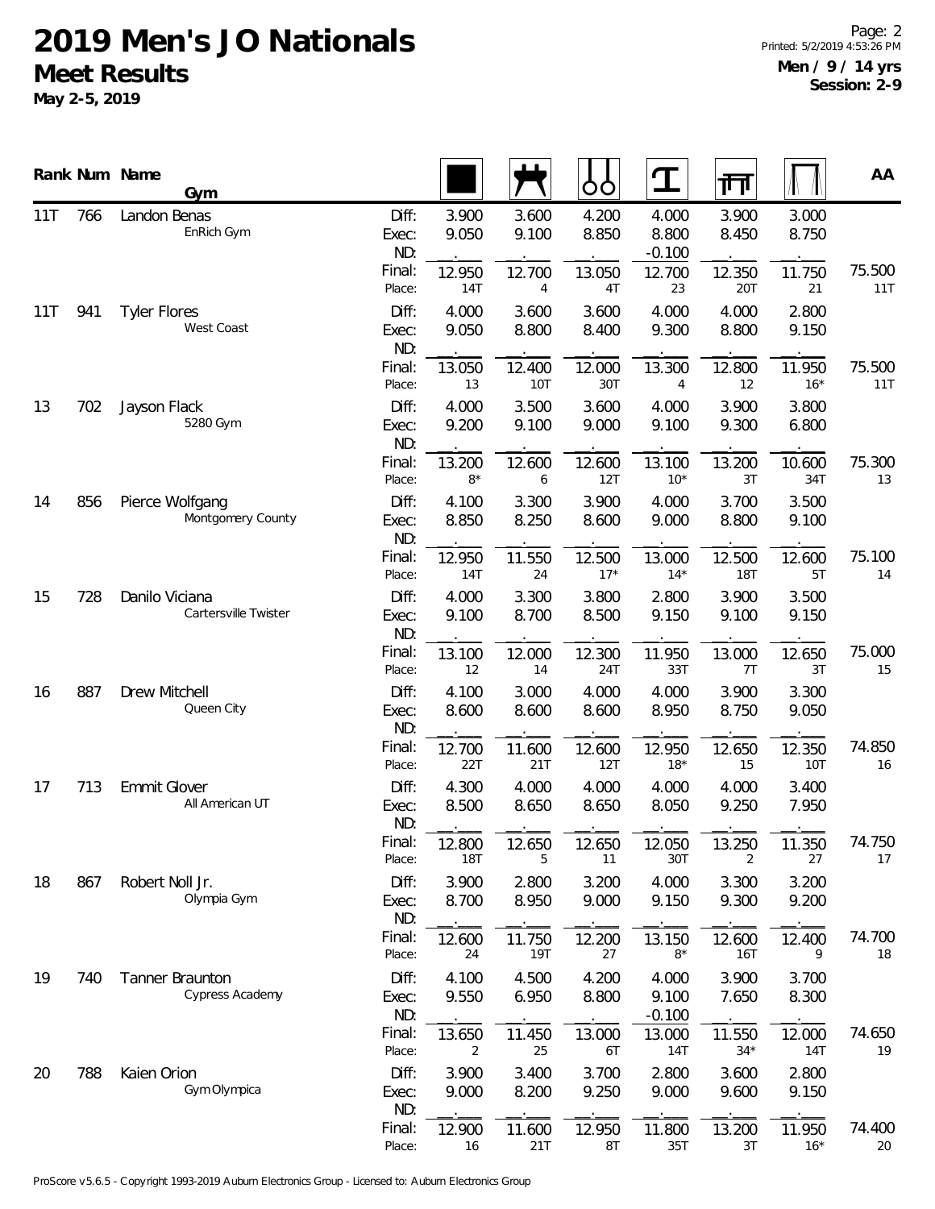# 2019 Men's JO Nationals

## Meet Results

**May 2-5, 2019**

**Men / 9 / 14 yrs**
**Session: 2-9**

| Rank | Num | Name / Gym | | Floor | Pommel Horse | Rings | Vault | Parallel Bars | High Bar | AA |
|---|---|---|---|---|---|---|---|---|---|---|
| 11T | 766 | Landon Benas<br>EnRich Gym | Diff: | 3.900 | 3.600 | 4.200 | 4.000 | 3.900 | 3.000 | |
| | | | Exec: | 9.050 | 9.100 | 8.850 | 8.800 | 8.450 | 8.750 | |
| | | | ND: | . | . | . | -0.100 | . | . | |
| | | | Final: | 12.950 | 12.700 | 13.050 | 12.700 | 12.350 | 11.750 | 75.500 |
| | | | Place: | 14T | 4 | 4T | 23 | 20T | 21 | 11T |
| 11T | 941 | Tyler Flores<br>West Coast | Diff: | 4.000 | 3.600 | 3.600 | 4.000 | 4.000 | 2.800 | |
| | | | Exec: | 9.050 | 8.800 | 8.400 | 9.300 | 8.800 | 9.150 | |
| | | | ND: | . | . | . | . | . | . | |
| | | | Final: | 13.050 | 12.400 | 12.000 | 13.300 | 12.800 | 11.950 | 75.500 |
| | | | Place: | 13 | 10T | 30T | 4 | 12 | 16* | 11T |
| 13 | 702 | Jayson Flack<br>5280 Gym | Diff: | 4.000 | 3.500 | 3.600 | 4.000 | 3.900 | 3.800 | |
| | | | Exec: | 9.200 | 9.100 | 9.000 | 9.100 | 9.300 | 6.800 | |
| | | | ND: | . | . | . | . | . | . | |
| | | | Final: | 13.200 | 12.600 | 12.600 | 13.100 | 13.200 | 10.600 | 75.300 |
| | | | Place: | 8* | 6 | 12T | 10* | 3T | 34T | 13 |
| 14 | 856 | Pierce Wolfgang<br>Montgomery County | Diff: | 4.100 | 3.300 | 3.900 | 4.000 | 3.700 | 3.500 | |
| | | | Exec: | 8.850 | 8.250 | 8.600 | 9.000 | 8.800 | 9.100 | |
| | | | ND: | . | . | . | . | . | . | |
| | | | Final: | 12.950 | 11.550 | 12.500 | 13.000 | 12.500 | 12.600 | 75.100 |
| | | | Place: | 14T | 24 | 17* | 14* | 18T | 5T | 14 |
| 15 | 728 | Danilo Viciana<br>Cartersville Twister | Diff: | 4.000 | 3.300 | 3.800 | 2.800 | 3.900 | 3.500 | |
| | | | Exec: | 9.100 | 8.700 | 8.500 | 9.150 | 9.100 | 9.150 | |
| | | | ND: | . | . | . | . | . | . | |
| | | | Final: | 13.100 | 12.000 | 12.300 | 11.950 | 13.000 | 12.650 | 75.000 |
| | | | Place: | 12 | 14 | 24T | 33T | 7T | 3T | 15 |
| 16 | 887 | Drew Mitchell<br>Queen City | Diff: | 4.100 | 3.000 | 4.000 | 4.000 | 3.900 | 3.300 | |
| | | | Exec: | 8.600 | 8.600 | 8.600 | 8.950 | 8.750 | 9.050 | |
| | | | ND: | . | . | . | . | . | . | |
| | | | Final: | 12.700 | 11.600 | 12.600 | 12.950 | 12.650 | 12.350 | 74.850 |
| | | | Place: | 22T | 21T | 12T | 18* | 15 | 10T | 16 |
| 17 | 713 | Emmit Glover<br>All American UT | Diff: | 4.300 | 4.000 | 4.000 | 4.000 | 4.000 | 3.400 | |
| | | | Exec: | 8.500 | 8.650 | 8.650 | 8.050 | 9.250 | 7.950 | |
| | | | ND: | . | . | . | . | . | . | |
| | | | Final: | 12.800 | 12.650 | 12.650 | 12.050 | 13.250 | 11.350 | 74.750 |
| | | | Place: | 18T | 5 | 11 | 30T | 2 | 27 | 17 |
| 18 | 867 | Robert Noll Jr.<br>Olympia Gym | Diff: | 3.900 | 2.800 | 3.200 | 4.000 | 3.300 | 3.200 | |
| | | | Exec: | 8.700 | 8.950 | 9.000 | 9.150 | 9.300 | 9.200 | |
| | | | ND: | . | . | . | . | . | . | |
| | | | Final: | 12.600 | 11.750 | 12.200 | 13.150 | 12.600 | 12.400 | 74.700 |
| | | | Place: | 24 | 19T | 27 | 8* | 16T | 9 | 18 |
| 19 | 740 | Tanner Braunton<br>Cypress Academy | Diff: | 4.100 | 4.500 | 4.200 | 4.000 | 3.900 | 3.700 | |
| | | | Exec: | 9.550 | 6.950 | 8.800 | 9.100 | 7.650 | 8.300 | |
| | | | ND: | . | . | . | -0.100 | . | . | |
| | | | Final: | 13.650 | 11.450 | 13.000 | 13.000 | 11.550 | 12.000 | 74.650 |
| | | | Place: | 2 | 25 | 6T | 14T | 34* | 14T | 19 |
| 20 | 788 | Kaien Orion<br>Gym Olympica | Diff: | 3.900 | 3.400 | 3.700 | 2.800 | 3.600 | 2.800 | |
| | | | Exec: | 9.000 | 8.200 | 9.250 | 9.000 | 9.600 | 9.150 | |
| | | | ND: | . | . | . | . | . | . | |
| | | | Final: | 12.900 | 11.600 | 12.950 | 11.800 | 13.200 | 11.950 | 74.400 |
| | | | Place: | 16 | 21T | 8T | 35T | 3T | 16* | 20 |

ProScore v5.6.5 - Copyright 1993-2019 Auburn Electronics Group - Licensed to: Auburn Electronics Group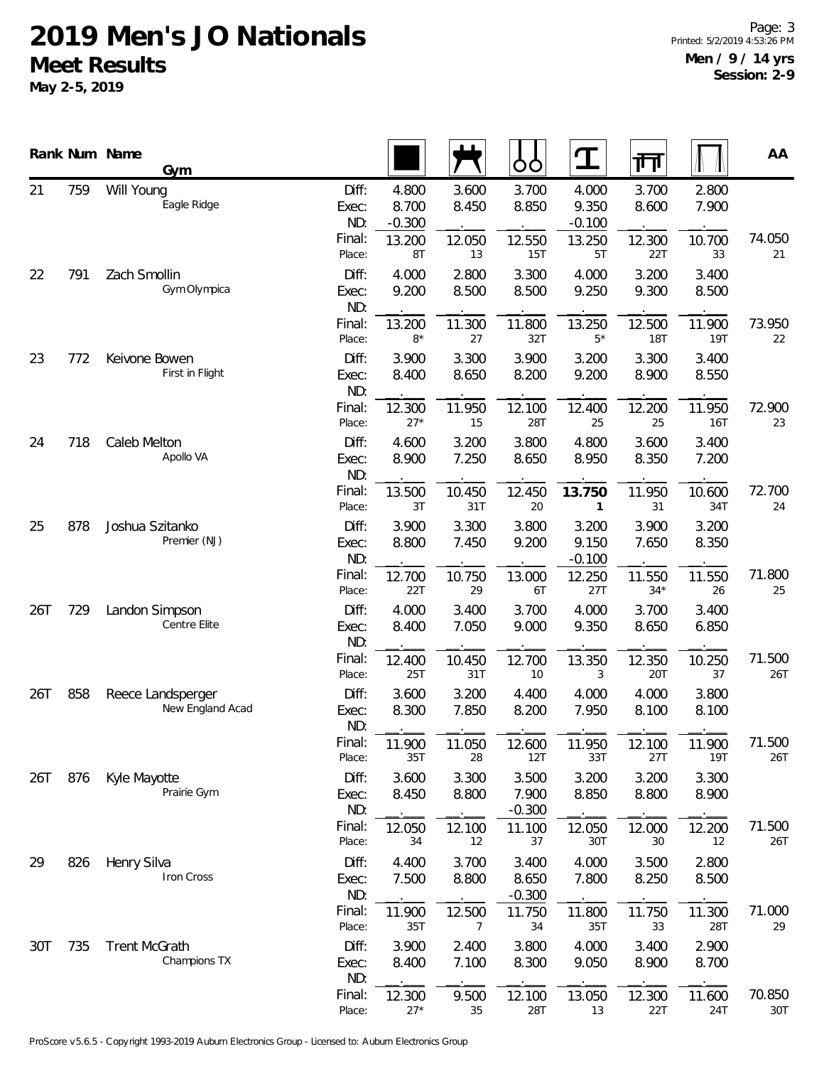# 2019 Men's JO Nationals

## Meet Results

**May 2-5, 2019**

**Men / 9 / 14 yrs**
**Session: 2-9**

| Rank | Num | Name / Gym | | Floor | Pommel Horse | Rings | Vault | Parallel Bars | High Bar | AA |
|---|---|---|---|---|---|---|---|---|---|---|
| 21 | 759 | Will Young / Eagle Ridge | Diff: | 4.800 | 3.600 | 3.700 | 4.000 | 3.700 | 2.800 | |
| | | | Exec: | 8.700 | 8.450 | 8.850 | 9.350 | 8.600 | 7.900 | |
| | | | ND: | -0.300 | . | . | -0.100 | . | . | |
| | | | Final: | 13.200 | 12.050 | 12.550 | 13.250 | 12.300 | 10.700 | 74.050 |
| | | | Place: | 8T | 13 | 15T | 5T | 22T | 33 | 21 |
| 22 | 791 | Zach Smollin / Gym Olympica | Diff: | 4.000 | 2.800 | 3.300 | 4.000 | 3.200 | 3.400 | |
| | | | Exec: | 9.200 | 8.500 | 8.500 | 9.250 | 9.300 | 8.500 | |
| | | | ND: | . | . | . | . | . | . | |
| | | | Final: | 13.200 | 11.300 | 11.800 | 13.250 | 12.500 | 11.900 | 73.950 |
| | | | Place: | 8* | 27 | 32T | 5* | 18T | 19T | 22 |
| 23 | 772 | Keivone Bowen / First in Flight | Diff: | 3.900 | 3.300 | 3.900 | 3.200 | 3.300 | 3.400 | |
| | | | Exec: | 8.400 | 8.650 | 8.200 | 9.200 | 8.900 | 8.550 | |
| | | | ND: | . | . | . | . | . | . | |
| | | | Final: | 12.300 | 11.950 | 12.100 | 12.400 | 12.200 | 11.950 | 72.900 |
| | | | Place: | 27* | 15 | 28T | 25 | 25 | 16T | 23 |
| 24 | 718 | Caleb Melton / Apollo VA | Diff: | 4.600 | 3.200 | 3.800 | 4.800 | 3.600 | 3.400 | |
| | | | Exec: | 8.900 | 7.250 | 8.650 | 8.950 | 8.350 | 7.200 | |
| | | | ND: | . | . | . | . | . | . | |
| | | | Final: | 13.500 | 10.450 | 12.450 | **13.750** | 11.950 | 10.600 | 72.700 |
| | | | Place: | 3T | 31T | 20 | **1** | 31 | 34T | 24 |
| 25 | 878 | Joshua Szitanko / Premier (NJ) | Diff: | 3.900 | 3.300 | 3.800 | 3.200 | 3.900 | 3.200 | |
| | | | Exec: | 8.800 | 7.450 | 9.200 | 9.150 | 7.650 | 8.350 | |
| | | | ND: | . | . | . | -0.100 | . | . | |
| | | | Final: | 12.700 | 10.750 | 13.000 | 12.250 | 11.550 | 11.550 | 71.800 |
| | | | Place: | 22T | 29 | 6T | 27T | 34* | 26 | 25 |
| 26T | 729 | Landon Simpson / Centre Elite | Diff: | 4.000 | 3.400 | 3.700 | 4.000 | 3.700 | 3.400 | |
| | | | Exec: | 8.400 | 7.050 | 9.000 | 9.350 | 8.650 | 6.850 | |
| | | | ND: | . | . | . | . | . | . | |
| | | | Final: | 12.400 | 10.450 | 12.700 | 13.350 | 12.350 | 10.250 | 71.500 |
| | | | Place: | 25T | 31T | 10 | 3 | 20T | 37 | 26T |
| 26T | 858 | Reece Landsperger / New England Acad | Diff: | 3.600 | 3.200 | 4.400 | 4.000 | 4.000 | 3.800 | |
| | | | Exec: | 8.300 | 7.850 | 8.200 | 7.950 | 8.100 | 8.100 | |
| | | | ND: | . | . | . | . | . | . | |
| | | | Final: | 11.900 | 11.050 | 12.600 | 11.950 | 12.100 | 11.900 | 71.500 |
| | | | Place: | 35T | 28 | 12T | 33T | 27T | 19T | 26T |
| 26T | 876 | Kyle Mayotte / Prairie Gym | Diff: | 3.600 | 3.300 | 3.500 | 3.200 | 3.200 | 3.300 | |
| | | | Exec: | 8.450 | 8.800 | 7.900 | 8.850 | 8.800 | 8.900 | |
| | | | ND: | . | . | -0.300 | . | . | . | |
| | | | Final: | 12.050 | 12.100 | 11.100 | 12.050 | 12.000 | 12.200 | 71.500 |
| | | | Place: | 34 | 12 | 37 | 30T | 30 | 12 | 26T |
| 29 | 826 | Henry Silva / Iron Cross | Diff: | 4.400 | 3.700 | 3.400 | 4.000 | 3.500 | 2.800 | |
| | | | Exec: | 7.500 | 8.800 | 8.650 | 7.800 | 8.250 | 8.500 | |
| | | | ND: | . | . | -0.300 | . | . | . | |
| | | | Final: | 11.900 | 12.500 | 11.750 | 11.800 | 11.750 | 11.300 | 71.000 |
| | | | Place: | 35T | 7 | 34 | 35T | 33 | 28T | 29 |
| 30T | 735 | Trent McGrath / Champions TX | Diff: | 3.900 | 2.400 | 3.800 | 4.000 | 3.400 | 2.900 | |
| | | | Exec: | 8.400 | 7.100 | 8.300 | 9.050 | 8.900 | 8.700 | |
| | | | ND: | . | . | . | . | . | . | |
| | | | Final: | 12.300 | 9.500 | 12.100 | 13.050 | 12.300 | 11.600 | 70.850 |
| | | | Place: | 27* | 35 | 28T | 13 | 22T | 24T | 30T |

ProScore v5.6.5 - Copyright 1993-2019 Auburn Electronics Group - Licensed to: Auburn Electronics Group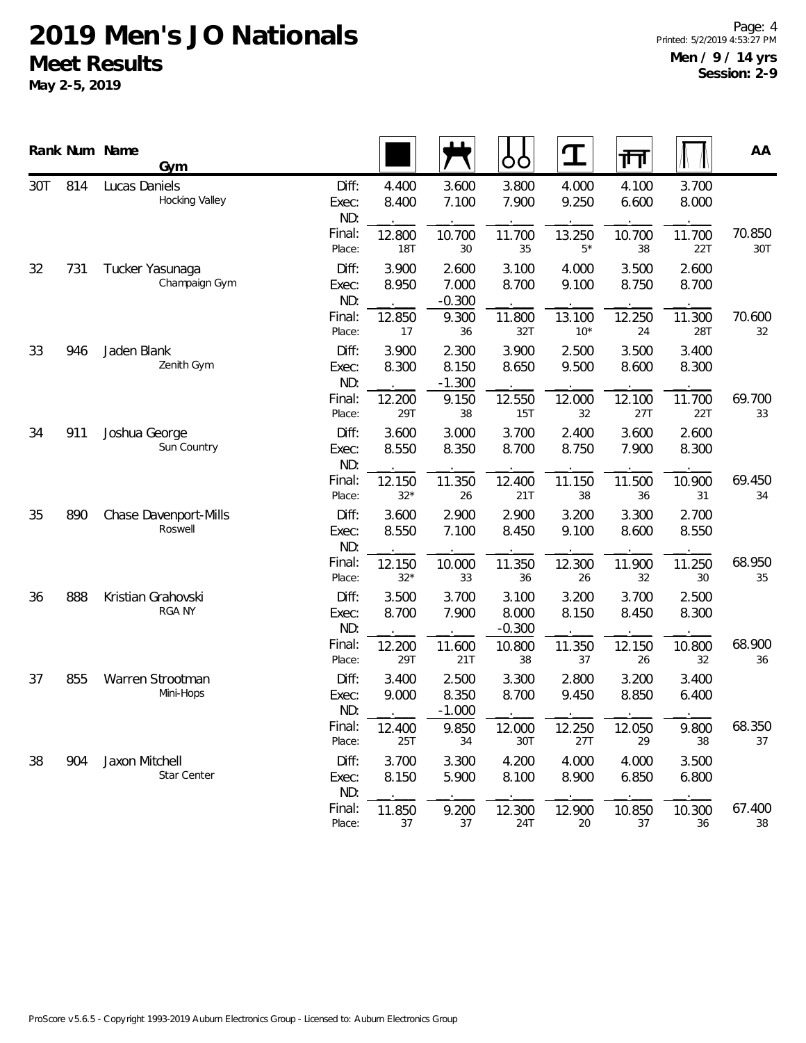# 2019 Men's JO Nationals

## Meet Results

**May 2-5, 2019**

**Men / 9 / 14 yrs**
**Session: 2-9**

| Rank | Num | Name / Gym | | Floor | Pommel Horse | Rings | Vault | Parallel Bars | High Bar | AA |
|---|---|---|---|---|---|---|---|---|---|---|
| 30T | 814 | Lucas Daniels<br>Hocking Valley | Diff: | 4.400 | 3.600 | 3.800 | 4.000 | 4.100 | 3.700 | |
| | | | Exec: | 8.400 | 7.100 | 7.900 | 9.250 | 6.600 | 8.000 | |
| | | | ND: | | | | | | | |
| | | | Final: | 12.800 | 10.700 | 11.700 | 13.250 | 10.700 | 11.700 | 70.850 |
| | | | Place: | 18T | 30 | 35 | 5* | 38 | 22T | 30T |
| 32 | 731 | Tucker Yasunaga<br>Champaign Gym | Diff: | 3.900 | 2.600 | 3.100 | 4.000 | 3.500 | 2.600 | |
| | | | Exec: | 8.950 | 7.000 | 8.700 | 9.100 | 8.750 | 8.700 | |
| | | | ND: | | -0.300 | | | | | |
| | | | Final: | 12.850 | 9.300 | 11.800 | 13.100 | 12.250 | 11.300 | 70.600 |
| | | | Place: | 17 | 36 | 32T | 10* | 24 | 28T | 32 |
| 33 | 946 | Jaden Blank<br>Zenith Gym | Diff: | 3.900 | 2.300 | 3.900 | 2.500 | 3.500 | 3.400 | |
| | | | Exec: | 8.300 | 8.150 | 8.650 | 9.500 | 8.600 | 8.300 | |
| | | | ND: | | -1.300 | | | | | |
| | | | Final: | 12.200 | 9.150 | 12.550 | 12.000 | 12.100 | 11.700 | 69.700 |
| | | | Place: | 29T | 38 | 15T | 32 | 27T | 22T | 33 |
| 34 | 911 | Joshua George<br>Sun Country | Diff: | 3.600 | 3.000 | 3.700 | 2.400 | 3.600 | 2.600 | |
| | | | Exec: | 8.550 | 8.350 | 8.700 | 8.750 | 7.900 | 8.300 | |
| | | | ND: | | | | | | | |
| | | | Final: | 12.150 | 11.350 | 12.400 | 11.150 | 11.500 | 10.900 | 69.450 |
| | | | Place: | 32* | 26 | 21T | 38 | 36 | 31 | 34 |
| 35 | 890 | Chase Davenport-Mills<br>Roswell | Diff: | 3.600 | 2.900 | 2.900 | 3.200 | 3.300 | 2.700 | |
| | | | Exec: | 8.550 | 7.100 | 8.450 | 9.100 | 8.600 | 8.550 | |
| | | | ND: | | | | | | | |
| | | | Final: | 12.150 | 10.000 | 11.350 | 12.300 | 11.900 | 11.250 | 68.950 |
| | | | Place: | 32* | 33 | 36 | 26 | 32 | 30 | 35 |
| 36 | 888 | Kristian Grahovski<br>RGA NY | Diff: | 3.500 | 3.700 | 3.100 | 3.200 | 3.700 | 2.500 | |
| | | | Exec: | 8.700 | 7.900 | 8.000 | 8.150 | 8.450 | 8.300 | |
| | | | ND: | | | -0.300 | | | | |
| | | | Final: | 12.200 | 11.600 | 10.800 | 11.350 | 12.150 | 10.800 | 68.900 |
| | | | Place: | 29T | 21T | 38 | 37 | 26 | 32 | 36 |
| 37 | 855 | Warren Strootman<br>Mini-Hops | Diff: | 3.400 | 2.500 | 3.300 | 2.800 | 3.200 | 3.400 | |
| | | | Exec: | 9.000 | 8.350 | 8.700 | 9.450 | 8.850 | 6.400 | |
| | | | ND: | | -1.000 | | | | | |
| | | | Final: | 12.400 | 9.850 | 12.000 | 12.250 | 12.050 | 9.800 | 68.350 |
| | | | Place: | 25T | 34 | 30T | 27T | 29 | 38 | 37 |
| 38 | 904 | Jaxon Mitchell<br>Star Center | Diff: | 3.700 | 3.300 | 4.200 | 4.000 | 4.000 | 3.500 | |
| | | | Exec: | 8.150 | 5.900 | 8.100 | 8.900 | 6.850 | 6.800 | |
| | | | ND: | | | | | | | |
| | | | Final: | 11.850 | 9.200 | 12.300 | 12.900 | 10.850 | 10.300 | 67.400 |
| | | | Place: | 37 | 37 | 24T | 20 | 37 | 36 | 38 |

ProScore v5.6.5 - Copyright 1993-2019 Auburn Electronics Group - Licensed to: Auburn Electronics Group